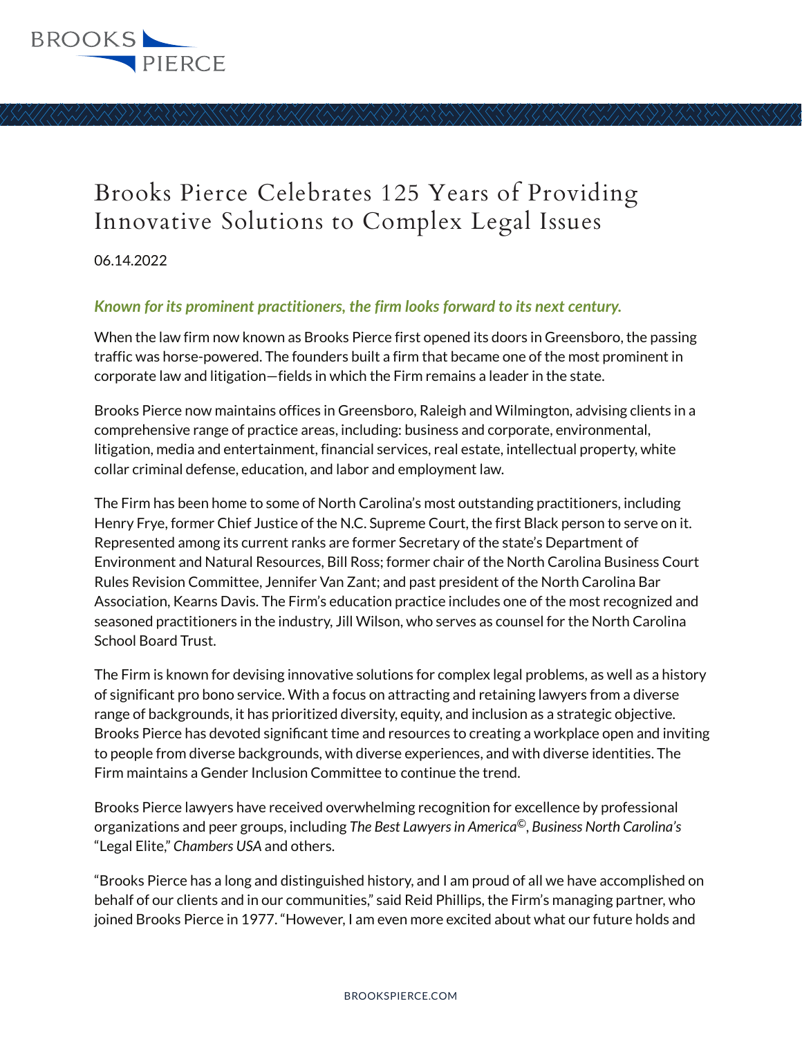# Brooks Pierce Celebrates 125 Years of Providing Innovative Solutions to Complex Legal Issues

06.14.2022

***Known for its prominent practitioners, the firm looks forward to its next century.***

When the law firm now known as Brooks Pierce first opened its doors in Greensboro, the passing traffic was horse-powered. The founders built a firm that became one of the most prominent in corporate law and litigation—fields in which the Firm remains a leader in the state.

Brooks Pierce now maintains offices in Greensboro, Raleigh and Wilmington, advising clients in a comprehensive range of practice areas, including: business and corporate, environmental, litigation, media and entertainment, financial services, real estate, intellectual property, white collar criminal defense, education, and labor and employment law.

The Firm has been home to some of North Carolina's most outstanding practitioners, including Henry Frye, former Chief Justice of the N.C. Supreme Court, the first Black person to serve on it. Represented among its current ranks are former Secretary of the state's Department of Environment and Natural Resources, Bill Ross; former chair of the North Carolina Business Court Rules Revision Committee, Jennifer Van Zant; and past president of the North Carolina Bar Association, Kearns Davis. The Firm's education practice includes one of the most recognized and seasoned practitioners in the industry, Jill Wilson, who serves as counsel for the North Carolina School Board Trust.

The Firm is known for devising innovative solutions for complex legal problems, as well as a history of significant pro bono service. With a focus on attracting and retaining lawyers from a diverse range of backgrounds, it has prioritized diversity, equity, and inclusion as a strategic objective. Brooks Pierce has devoted significant time and resources to creating a workplace open and inviting to people from diverse backgrounds, with diverse experiences, and with diverse identities. The Firm maintains a Gender Inclusion Committee to continue the trend.

Brooks Pierce lawyers have received overwhelming recognition for excellence by professional organizations and peer groups, including *The Best Lawyers in America©*, *Business North Carolina's* "Legal Elite," *Chambers USA* and others.

"Brooks Pierce has a long and distinguished history, and I am proud of all we have accomplished on behalf of our clients and in our communities," said Reid Phillips, the Firm's managing partner, who joined Brooks Pierce in 1977. "However, I am even more excited about what our future holds and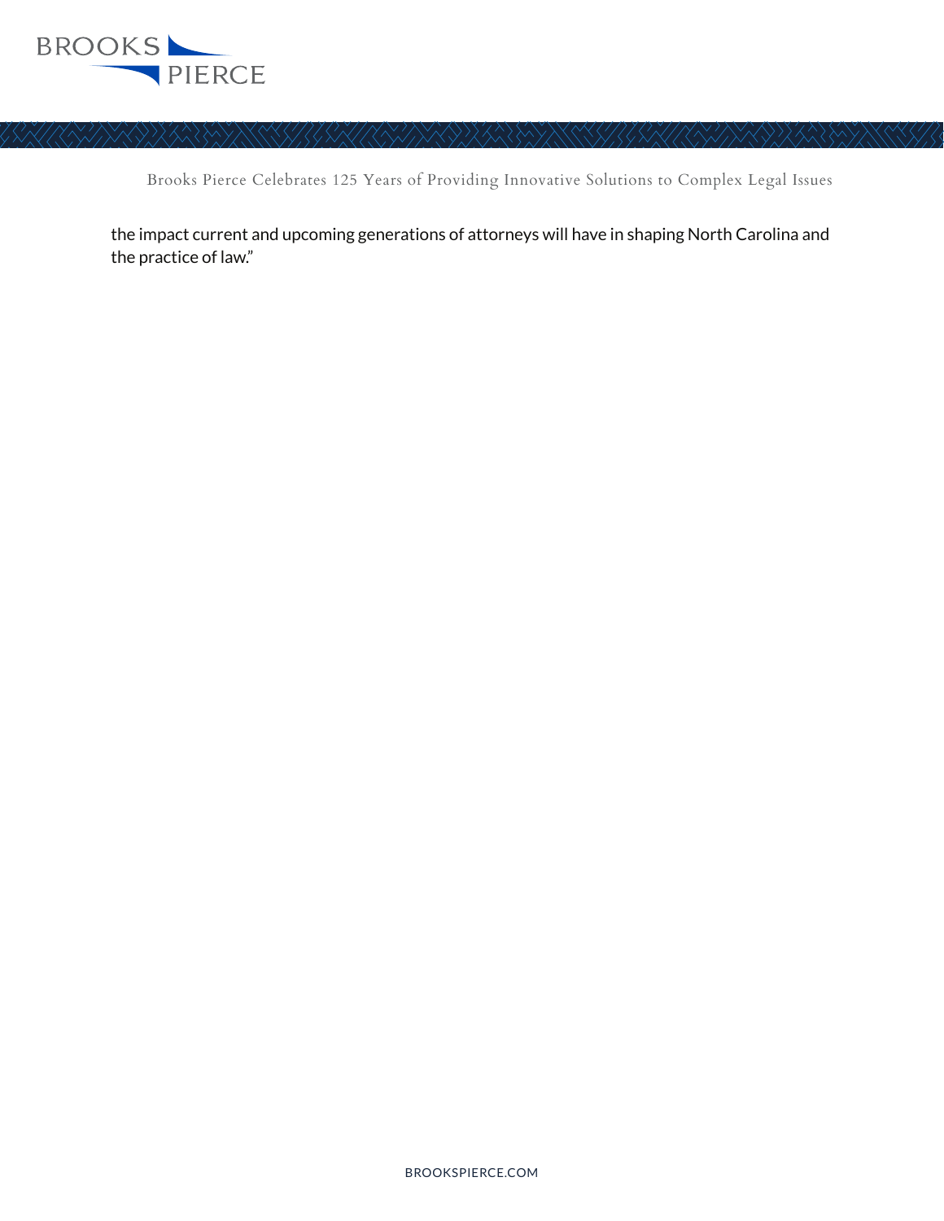the impact current and upcoming generations of attorneys will have in shaping North Carolina and the practice of law."